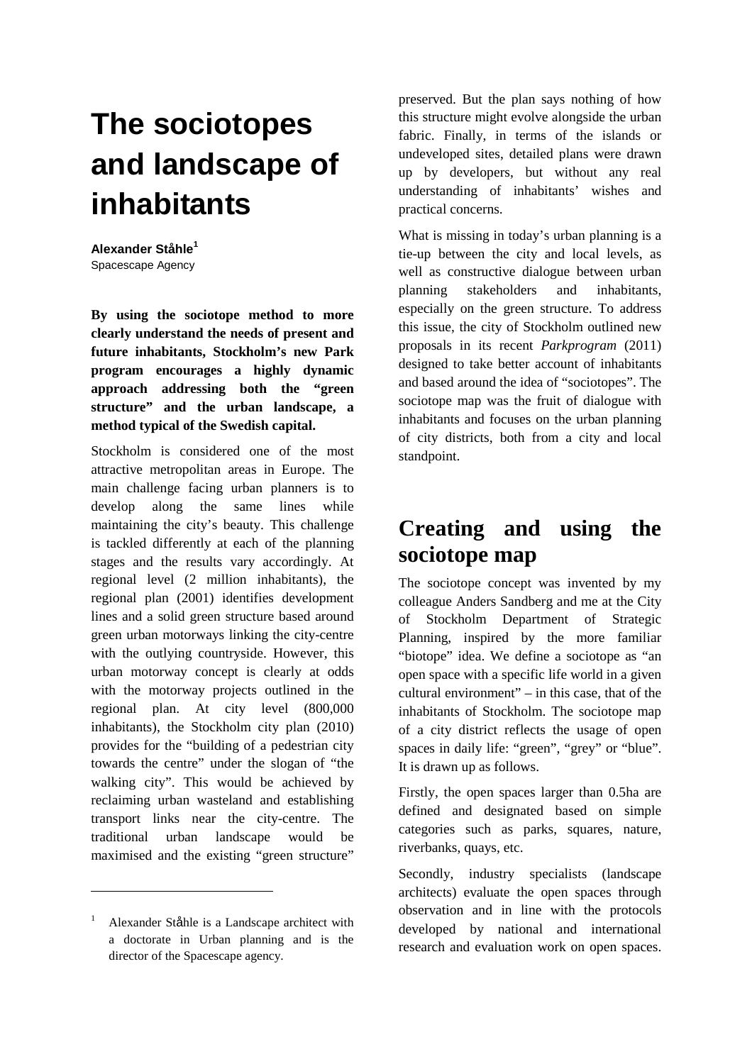# The sociotopes and landscape of inhabitants

**Alexander Ståhle**[1]
Spacescape Agency

**By using the sociotope method to more clearly understand the needs of present and future inhabitants, Stockholm's new Park program encourages a highly dynamic approach addressing both the "green structure" and the urban landscape, a method typical of the Swedish capital.**

Stockholm is considered one of the most attractive metropolitan areas in Europe. The main challenge facing urban planners is to develop along the same lines while maintaining the city's beauty. This challenge is tackled differently at each of the planning stages and the results vary accordingly. At regional level (2 million inhabitants), the regional plan (2001) identifies development lines and a solid green structure based around green urban motorways linking the city-centre with the outlying countryside. However, this urban motorway concept is clearly at odds with the motorway projects outlined in the regional plan. At city level (800,000 inhabitants), the Stockholm city plan (2010) provides for the "building of a pedestrian city towards the centre" under the slogan of "the walking city". This would be achieved by reclaiming urban wasteland and establishing transport links near the city-centre. The traditional urban landscape would be maximised and the existing "green structure" preserved. But the plan says nothing of how this structure might evolve alongside the urban fabric. Finally, in terms of the islands or undeveloped sites, detailed plans were drawn up by developers, but without any real understanding of inhabitants' wishes and practical concerns.

What is missing in today's urban planning is a tie-up between the city and local levels, as well as constructive dialogue between urban planning stakeholders and inhabitants, especially on the green structure. To address this issue, the city of Stockholm outlined new proposals in its recent *Parkprogram* (2011) designed to take better account of inhabitants and based around the idea of "sociotopes". The sociotope map was the fruit of dialogue with inhabitants and focuses on the urban planning of city districts, both from a city and local standpoint.

## Creating and using the sociotope map

The sociotope concept was invented by my colleague Anders Sandberg and me at the City of Stockholm Department of Strategic Planning, inspired by the more familiar "biotope" idea. We define a sociotope as "an open space with a specific life world in a given cultural environment" – in this case, that of the inhabitants of Stockholm. The sociotope map of a city district reflects the usage of open spaces in daily life: "green", "grey" or "blue". It is drawn up as follows.

Firstly, the open spaces larger than 0.5ha are defined and designated based on simple categories such as parks, squares, nature, riverbanks, quays, etc.

Secondly, industry specialists (landscape architects) evaluate the open spaces through observation and in line with the protocols developed by national and international research and evaluation work on open spaces.

[1] Alexander Ståhle is a Landscape architect with a doctorate in Urban planning and is the director of the Spacescape agency.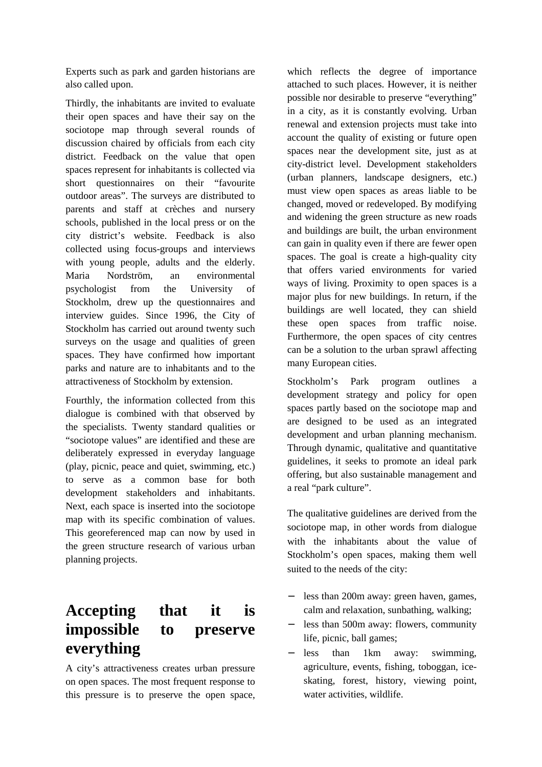Experts such as park and garden historians are also called upon.

Thirdly, the inhabitants are invited to evaluate their open spaces and have their say on the sociotope map through several rounds of discussion chaired by officials from each city district. Feedback on the value that open spaces represent for inhabitants is collected via short questionnaires on their "favourite outdoor areas". The surveys are distributed to parents and staff at crèches and nursery schools, published in the local press or on the city district's website. Feedback is also collected using focus-groups and interviews with young people, adults and the elderly. Maria Nordström, an environmental psychologist from the University of Stockholm, drew up the questionnaires and interview guides. Since 1996, the City of Stockholm has carried out around twenty such surveys on the usage and qualities of green spaces. They have confirmed how important parks and nature are to inhabitants and to the attractiveness of Stockholm by extension.

Fourthly, the information collected from this dialogue is combined with that observed by the specialists. Twenty standard qualities or "sociotope values" are identified and these are deliberately expressed in everyday language (play, picnic, peace and quiet, swimming, etc.) to serve as a common base for both development stakeholders and inhabitants. Next, each space is inserted into the sociotope map with its specific combination of values. This georeferenced map can now by used in the green structure research of various urban planning projects.

# Accepting that it is impossible to preserve everything

A city's attractiveness creates urban pressure on open spaces. The most frequent response to this pressure is to preserve the open space, which reflects the degree of importance attached to such places. However, it is neither possible nor desirable to preserve "everything" in a city, as it is constantly evolving. Urban renewal and extension projects must take into account the quality of existing or future open spaces near the development site, just as at city-district level. Development stakeholders (urban planners, landscape designers, etc.) must view open spaces as areas liable to be changed, moved or redeveloped. By modifying and widening the green structure as new roads and buildings are built, the urban environment can gain in quality even if there are fewer open spaces. The goal is create a high-quality city that offers varied environments for varied ways of living. Proximity to open spaces is a major plus for new buildings. In return, if the buildings are well located, they can shield these open spaces from traffic noise. Furthermore, the open spaces of city centres can be a solution to the urban sprawl affecting many European cities.

Stockholm's Park program outlines a development strategy and policy for open spaces partly based on the sociotope map and are designed to be used as an integrated development and urban planning mechanism. Through dynamic, qualitative and quantitative guidelines, it seeks to promote an ideal park offering, but also sustainable management and a real "park culture".

The qualitative guidelines are derived from the sociotope map, in other words from dialogue with the inhabitants about the value of Stockholm's open spaces, making them well suited to the needs of the city:

- less than 200m away: green haven, games, calm and relaxation, sunbathing, walking;
- less than 500m away: flowers, community life, picnic, ball games;
- less than 1km away: swimming, agriculture, events, fishing, toboggan, ice-skating, forest, history, viewing point, water activities, wildlife.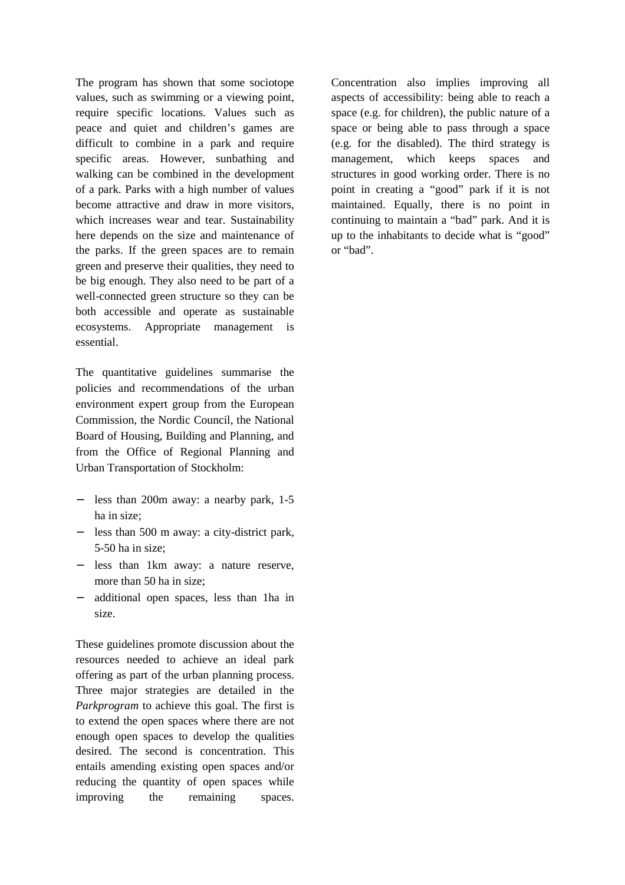The program has shown that some sociotope values, such as swimming or a viewing point, require specific locations. Values such as peace and quiet and children's games are difficult to combine in a park and require specific areas. However, sunbathing and walking can be combined in the development of a park. Parks with a high number of values become attractive and draw in more visitors, which increases wear and tear. Sustainability here depends on the size and maintenance of the parks. If the green spaces are to remain green and preserve their qualities, they need to be big enough. They also need to be part of a well-connected green structure so they can be both accessible and operate as sustainable ecosystems. Appropriate management is essential.

The quantitative guidelines summarise the policies and recommendations of the urban environment expert group from the European Commission, the Nordic Council, the National Board of Housing, Building and Planning, and from the Office of Regional Planning and Urban Transportation of Stockholm:

- less than 200m away: a nearby park, 1-5 ha in size;
- less than 500 m away: a city-district park, 5-50 ha in size;
- less than 1km away: a nature reserve, more than 50 ha in size;
- additional open spaces, less than 1ha in size.

These guidelines promote discussion about the resources needed to achieve an ideal park offering as part of the urban planning process. Three major strategies are detailed in the *Parkprogram* to achieve this goal. The first is to extend the open spaces where there are not enough open spaces to develop the qualities desired. The second is concentration. This entails amending existing open spaces and/or reducing the quantity of open spaces while improving the remaining spaces. Concentration also implies improving all aspects of accessibility: being able to reach a space (e.g. for children), the public nature of a space or being able to pass through a space (e.g. for the disabled). The third strategy is management, which keeps spaces and structures in good working order. There is no point in creating a "good" park if it is not maintained. Equally, there is no point in continuing to maintain a "bad" park. And it is up to the inhabitants to decide what is "good" or "bad".